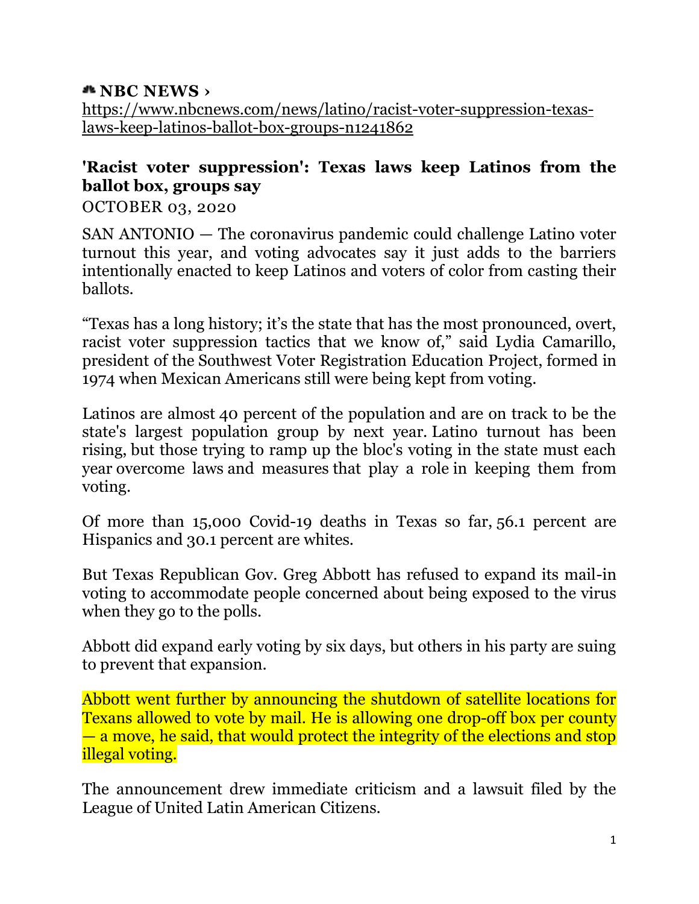**NBC NEWS ›**
https://www.nbcnews.com/news/latino/racist-voter-suppression-texas-laws-keep-latinos-ballot-box-groups-n1241862

**'Racist voter suppression': Texas laws keep Latinos from the ballot box, groups say**

OCTOBER 03, 2020

SAN ANTONIO — The coronavirus pandemic could challenge Latino voter turnout this year, and voting advocates say it just adds to the barriers intentionally enacted to keep Latinos and voters of color from casting their ballots.

"Texas has a long history; it's the state that has the most pronounced, overt, racist voter suppression tactics that we know of," said Lydia Camarillo, president of the Southwest Voter Registration Education Project, formed in 1974 when Mexican Americans still were being kept from voting.

Latinos are almost 40 percent of the population and are on track to be the state's largest population group by next year. Latino turnout has been rising, but those trying to ramp up the bloc's voting in the state must each year overcome laws and measures that play a role in keeping them from voting.

Of more than 15,000 Covid-19 deaths in Texas so far, 56.1 percent are Hispanics and 30.1 percent are whites.

But Texas Republican Gov. Greg Abbott has refused to expand its mail-in voting to accommodate people concerned about being exposed to the virus when they go to the polls.

Abbott did expand early voting by six days, but others in his party are suing to prevent that expansion.

Abbott went further by announcing the shutdown of satellite locations for Texans allowed to vote by mail. He is allowing one drop-off box per county — a move, he said, that would protect the integrity of the elections and stop illegal voting.

The announcement drew immediate criticism and a lawsuit filed by the League of United Latin American Citizens.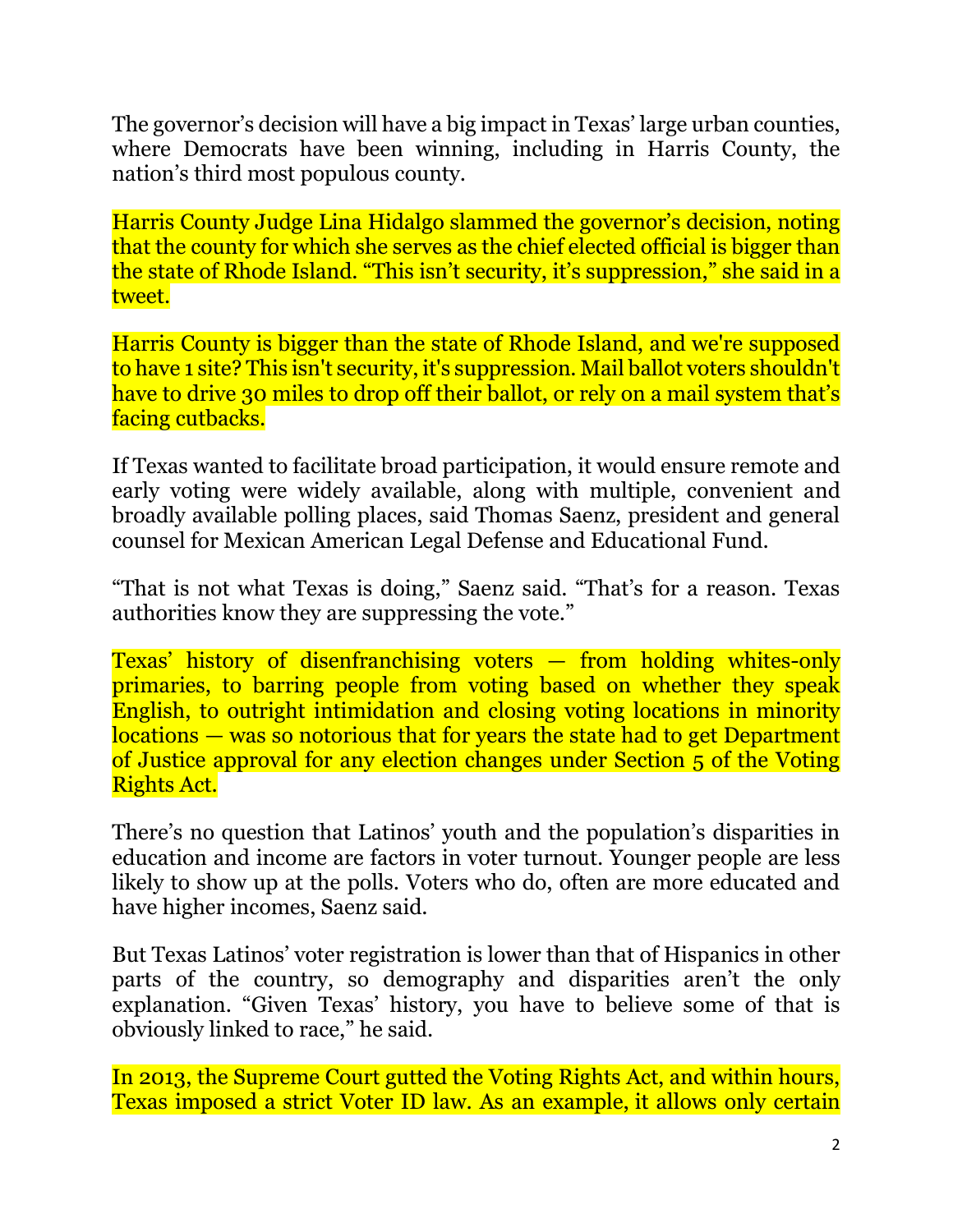The governor's decision will have a big impact in Texas' large urban counties, where Democrats have been winning, including in Harris County, the nation's third most populous county.

Harris County Judge Lina Hidalgo slammed the governor's decision, noting that the county for which she serves as the chief elected official is bigger than the state of Rhode Island. "This isn't security, it's suppression," she said in a tweet.

Harris County is bigger than the state of Rhode Island, and we're supposed to have 1 site? This isn't security, it's suppression. Mail ballot voters shouldn't have to drive 30 miles to drop off their ballot, or rely on a mail system that's facing cutbacks.

If Texas wanted to facilitate broad participation, it would ensure remote and early voting were widely available, along with multiple, convenient and broadly available polling places, said Thomas Saenz, president and general counsel for Mexican American Legal Defense and Educational Fund.

"That is not what Texas is doing," Saenz said. "That's for a reason. Texas authorities know they are suppressing the vote."

Texas' history of disenfranchising voters — from holding whites-only primaries, to barring people from voting based on whether they speak English, to outright intimidation and closing voting locations in minority locations — was so notorious that for years the state had to get Department of Justice approval for any election changes under Section 5 of the Voting Rights Act.

There's no question that Latinos' youth and the population's disparities in education and income are factors in voter turnout. Younger people are less likely to show up at the polls. Voters who do, often are more educated and have higher incomes, Saenz said.

But Texas Latinos' voter registration is lower than that of Hispanics in other parts of the country, so demography and disparities aren't the only explanation. "Given Texas' history, you have to believe some of that is obviously linked to race," he said.

In 2013, the Supreme Court gutted the Voting Rights Act, and within hours, Texas imposed a strict Voter ID law. As an example, it allows only certain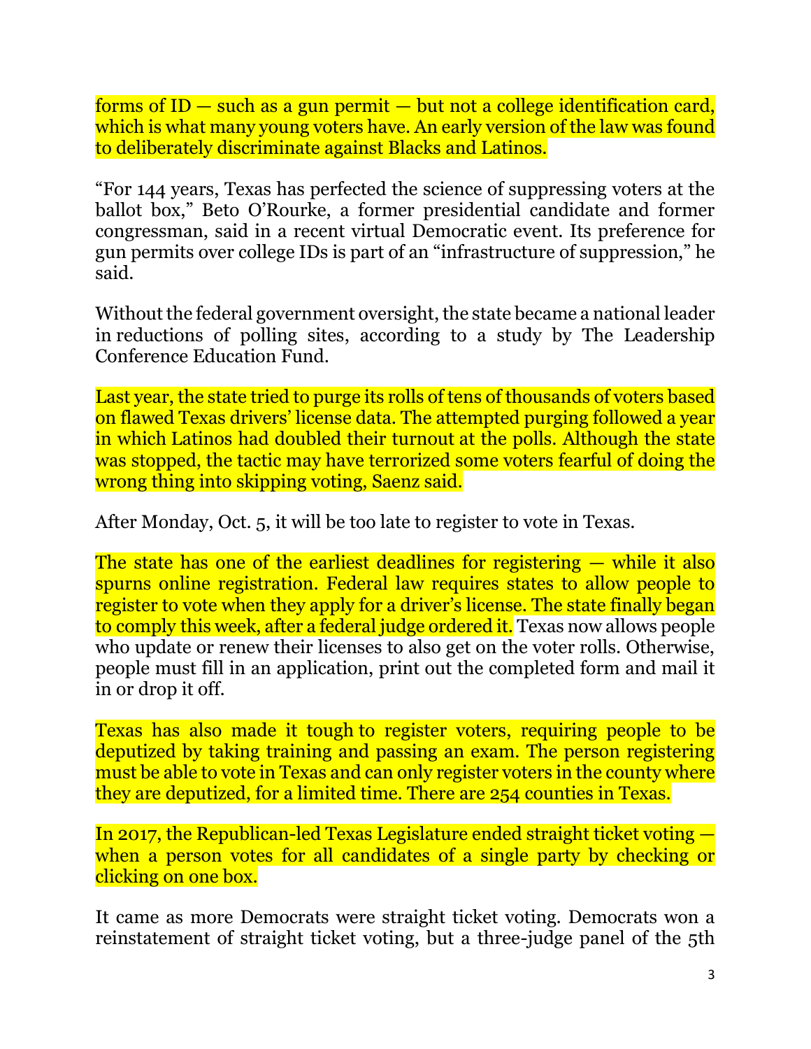forms of ID — such as a gun permit — but not a college identification card, which is what many young voters have. An early version of the law was found to deliberately discriminate against Blacks and Latinos.

"For 144 years, Texas has perfected the science of suppressing voters at the ballot box," Beto O'Rourke, a former presidential candidate and former congressman, said in a recent virtual Democratic event. Its preference for gun permits over college IDs is part of an "infrastructure of suppression," he said.

Without the federal government oversight, the state became a national leader in reductions of polling sites, according to a study by The Leadership Conference Education Fund.

Last year, the state tried to purge its rolls of tens of thousands of voters based on flawed Texas drivers' license data. The attempted purging followed a year in which Latinos had doubled their turnout at the polls. Although the state was stopped, the tactic may have terrorized some voters fearful of doing the wrong thing into skipping voting, Saenz said.

After Monday, Oct. 5, it will be too late to register to vote in Texas.

The state has one of the earliest deadlines for registering — while it also spurns online registration. Federal law requires states to allow people to register to vote when they apply for a driver's license. The state finally began to comply this week, after a federal judge ordered it. Texas now allows people who update or renew their licenses to also get on the voter rolls. Otherwise, people must fill in an application, print out the completed form and mail it in or drop it off.

Texas has also made it tough to register voters, requiring people to be deputized by taking training and passing an exam. The person registering must be able to vote in Texas and can only register voters in the county where they are deputized, for a limited time. There are 254 counties in Texas.

In 2017, the Republican-led Texas Legislature ended straight ticket voting — when a person votes for all candidates of a single party by checking or clicking on one box.

It came as more Democrats were straight ticket voting. Democrats won a reinstatement of straight ticket voting, but a three-judge panel of the 5th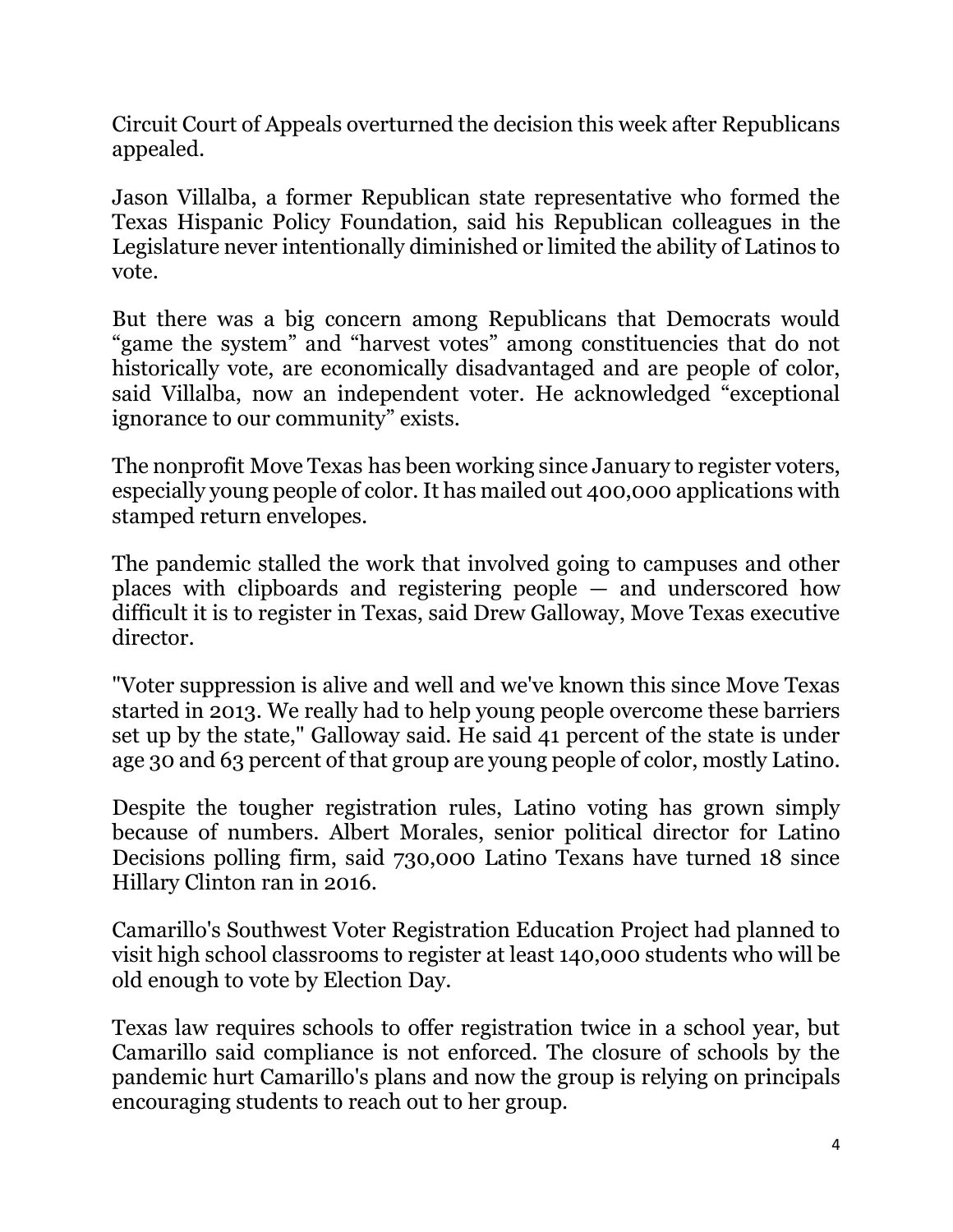Circuit Court of Appeals overturned the decision this week after Republicans appealed.

Jason Villalba, a former Republican state representative who formed the Texas Hispanic Policy Foundation, said his Republican colleagues in the Legislature never intentionally diminished or limited the ability of Latinos to vote.

But there was a big concern among Republicans that Democrats would "game the system" and "harvest votes" among constituencies that do not historically vote, are economically disadvantaged and are people of color, said Villalba, now an independent voter. He acknowledged "exceptional ignorance to our community" exists.

The nonprofit Move Texas has been working since January to register voters, especially young people of color. It has mailed out 400,000 applications with stamped return envelopes.

The pandemic stalled the work that involved going to campuses and other places with clipboards and registering people — and underscored how difficult it is to register in Texas, said Drew Galloway, Move Texas executive director.

"Voter suppression is alive and well and we've known this since Move Texas started in 2013. We really had to help young people overcome these barriers set up by the state," Galloway said. He said 41 percent of the state is under age 30 and 63 percent of that group are young people of color, mostly Latino.

Despite the tougher registration rules, Latino voting has grown simply because of numbers. Albert Morales, senior political director for Latino Decisions polling firm, said 730,000 Latino Texans have turned 18 since Hillary Clinton ran in 2016.

Camarillo's Southwest Voter Registration Education Project had planned to visit high school classrooms to register at least 140,000 students who will be old enough to vote by Election Day.

Texas law requires schools to offer registration twice in a school year, but Camarillo said compliance is not enforced. The closure of schools by the pandemic hurt Camarillo's plans and now the group is relying on principals encouraging students to reach out to her group.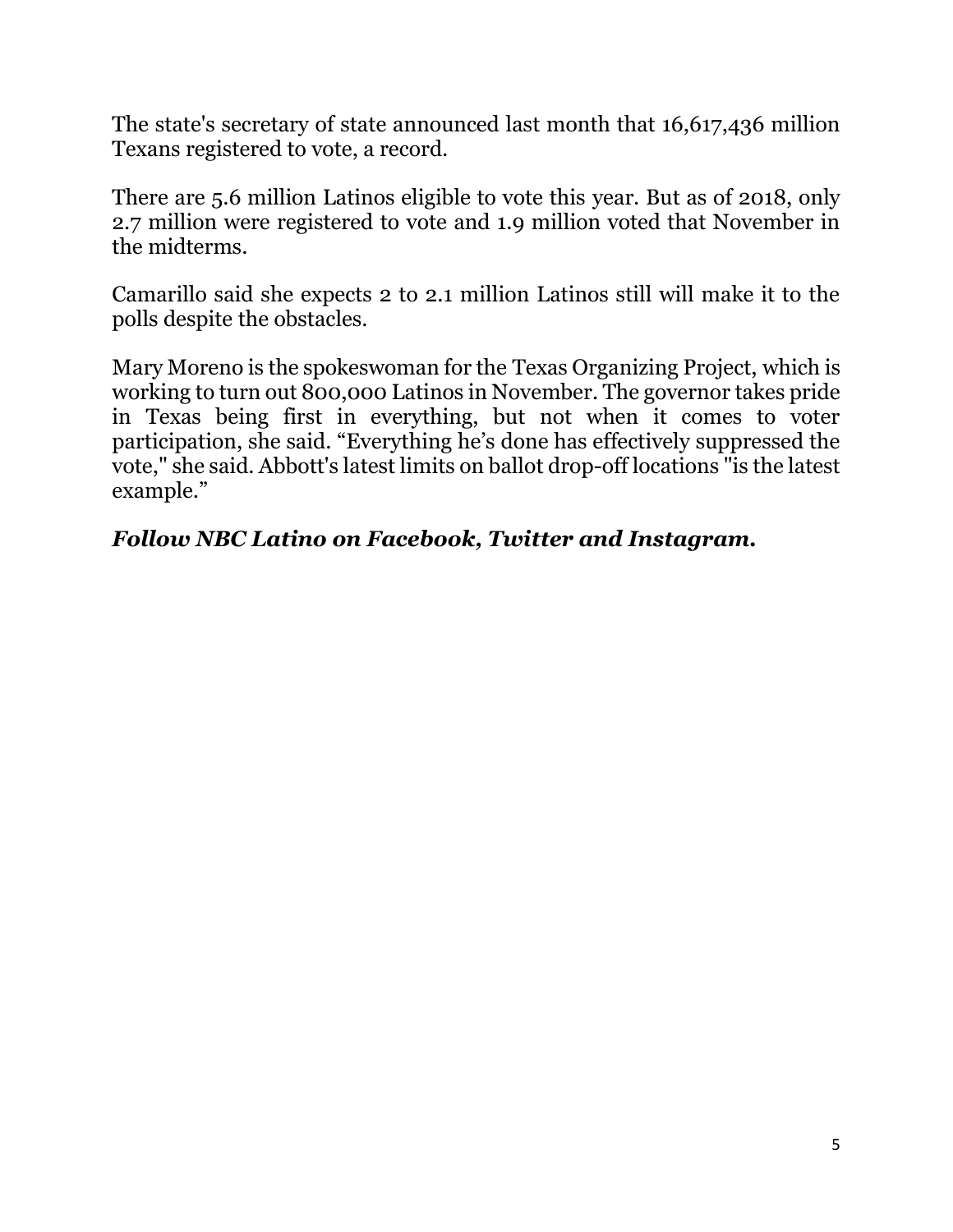The state's secretary of state announced last month that 16,617,436 million Texans registered to vote, a record.

There are 5.6 million Latinos eligible to vote this year. But as of 2018, only 2.7 million were registered to vote and 1.9 million voted that November in the midterms.

Camarillo said she expects 2 to 2.1 million Latinos still will make it to the polls despite the obstacles.

Mary Moreno is the spokeswoman for the Texas Organizing Project, which is working to turn out 800,000 Latinos in November. The governor takes pride in Texas being first in everything, but not when it comes to voter participation, she said. “Everything he’s done has effectively suppressed the vote," she said. Abbott's latest limits on ballot drop-off locations "is the latest example.”

***Follow NBC Latino on Facebook, Twitter and Instagram.***